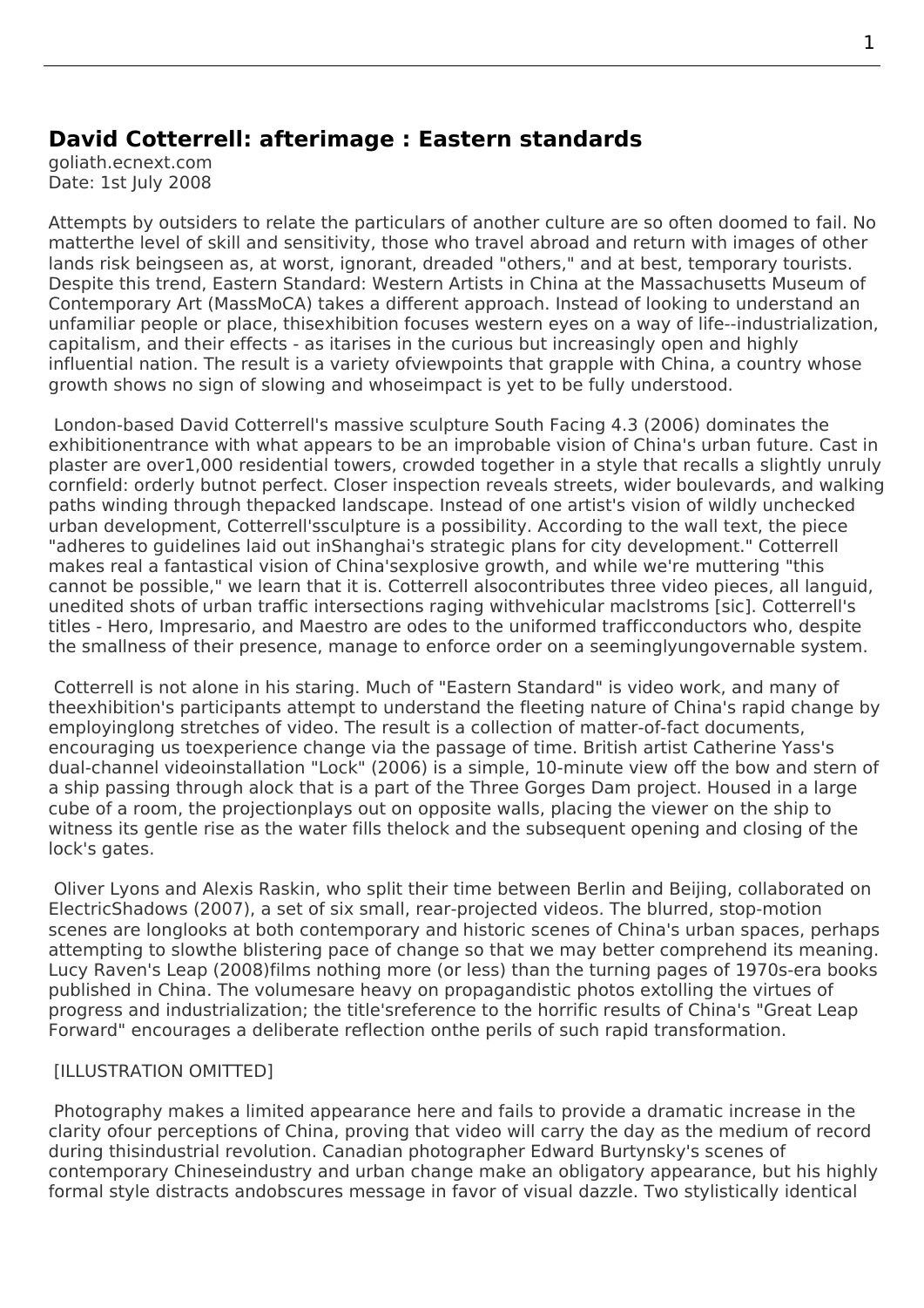## David Cotterrell: afterimage : Eastern standards

goliath.ecnext.com
Date: 1st July 2008

Attempts by outsiders to relate the particulars of another culture are so often doomed to fail. No matterthe level of skill and sensitivity, those who travel abroad and return with images of other lands risk beingseen as, at worst, ignorant, dreaded "others," and at best, temporary tourists. Despite this trend, Eastern Standard: Western Artists in China at the Massachusetts Museum of Contemporary Art (MassMoCA) takes a different approach. Instead of looking to understand an unfamiliar people or place, thisexhibition focuses western eyes on a way of life--industrialization, capitalism, and their effects - as itarises in the curious but increasingly open and highly influential nation. The result is a variety ofviewpoints that grapple with China, a country whose growth shows no sign of slowing and whoseimpact is yet to be fully understood.

London-based David Cotterrell's massive sculpture South Facing 4.3 (2006) dominates the exhibitionentrance with what appears to be an improbable vision of China's urban future. Cast in plaster are over1,000 residential towers, crowded together in a style that recalls a slightly unruly cornfield: orderly butnot perfect. Closer inspection reveals streets, wider boulevards, and walking paths winding through thepacked landscape. Instead of one artist's vision of wildly unchecked urban development, Cotterrell'ssculpture is a possibility. According to the wall text, the piece "adheres to guidelines laid out inShanghai's strategic plans for city development." Cotterrell makes real a fantastical vision of China'sexplosive growth, and while we're muttering "this cannot be possible," we learn that it is. Cotterrell alsocontributes three video pieces, all languid, unedited shots of urban traffic intersections raging withvehicular maclstroms [sic]. Cotterrell's titles - Hero, Impresario, and Maestro are odes to the uniformed trafficconductors who, despite the smallness of their presence, manage to enforce order on a seeminglyungovernable system.

Cotterrell is not alone in his staring. Much of "Eastern Standard" is video work, and many of theexhibition's participants attempt to understand the fleeting nature of China's rapid change by employinglong stretches of video. The result is a collection of matter-of-fact documents, encouraging us toexperience change via the passage of time. British artist Catherine Yass's dual-channel videoinstallation "Lock" (2006) is a simple, 10-minute view off the bow and stern of a ship passing through alock that is a part of the Three Gorges Dam project. Housed in a large cube of a room, the projectionplays out on opposite walls, placing the viewer on the ship to witness its gentle rise as the water fills thelock and the subsequent opening and closing of the lock's gates.

Oliver Lyons and Alexis Raskin, who split their time between Berlin and Beijing, collaborated on ElectricShadows (2007), a set of six small, rear-projected videos. The blurred, stop-motion scenes are longlooks at both contemporary and historic scenes of China's urban spaces, perhaps attempting to slowthe blistering pace of change so that we may better comprehend its meaning. Lucy Raven's Leap (2008)films nothing more (or less) than the turning pages of 1970s-era books published in China. The volumesare heavy on propagandistic photos extolling the virtues of progress and industrialization; the title'sreference to the horrific results of China's "Great Leap Forward" encourages a deliberate reflection onthe perils of such rapid transformation.

[ILLUSTRATION OMITTED]

Photography makes a limited appearance here and fails to provide a dramatic increase in the clarity ofour perceptions of China, proving that video will carry the day as the medium of record during thisindustrial revolution. Canadian photographer Edward Burtynsky's scenes of contemporary Chineseindustry and urban change make an obligatory appearance, but his highly formal style distracts andobscures message in favor of visual dazzle. Two stylistically identical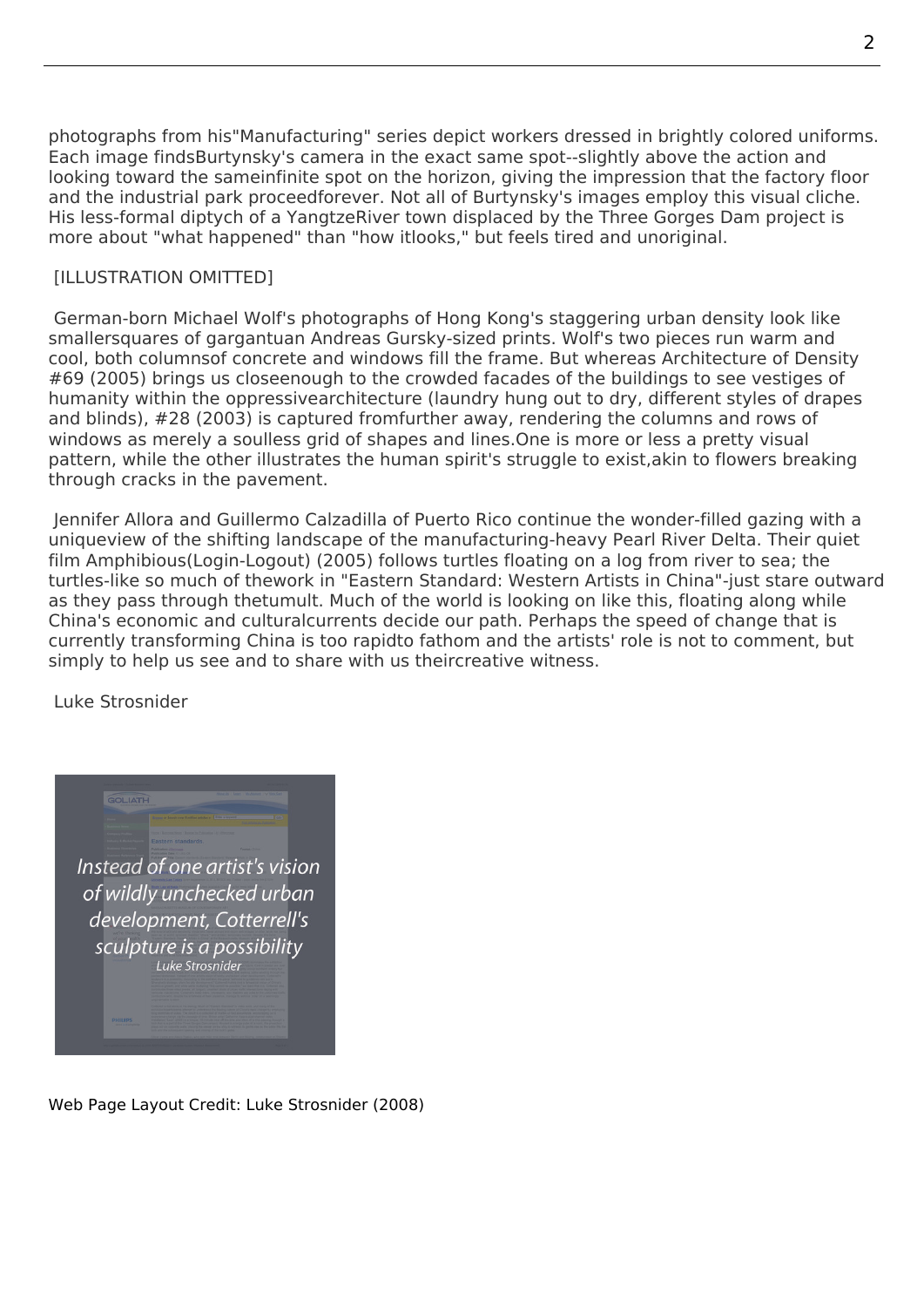photographs from his"Manufacturing" series depict workers dressed in brightly colored uniforms. Each image findsBurtynsky's camera in the exact same spot--slightly above the action and looking toward the sameinfinite spot on the horizon, giving the impression that the factory floor and the industrial park proceedforever. Not all of Burtynsky's images employ this visual cliche. His less-formal diptych of a YangtzeRiver town displaced by the Three Gorges Dam project is more about "what happened" than "how itlooks," but feels tired and unoriginal.

[ILLUSTRATION OMITTED]

German-born Michael Wolf's photographs of Hong Kong's staggering urban density look like smallersquares of gargantuan Andreas Gursky-sized prints. Wolf's two pieces run warm and cool, both columnsof concrete and windows fill the frame. But whereas Architecture of Density #69 (2005) brings us closeenough to the crowded facades of the buildings to see vestiges of humanity within the oppressivearchitecture (laundry hung out to dry, different styles of drapes and blinds), #28 (2003) is captured fromfurther away, rendering the columns and rows of windows as merely a soulless grid of shapes and lines.One is more or less a pretty visual pattern, while the other illustrates the human spirit's struggle to exist,akin to flowers breaking through cracks in the pavement.

Jennifer Allora and Guillermo Calzadilla of Puerto Rico continue the wonder-filled gazing with a uniqueview of the shifting landscape of the manufacturing-heavy Pearl River Delta. Their quiet film Amphibious(Login-Logout) (2005) follows turtles floating on a log from river to sea; the turtles-like so much of thework in "Eastern Standard: Western Artists in China"-just stare outward as they pass through thetumult. Much of the world is looking on like this, floating along while China's economic and culturalcurrents decide our path. Perhaps the speed of change that is currently transforming China is too rapidto fathom and the artists' role is not to comment, but simply to help us see and to share with us theircreative witness.

Luke Strosnider

*Instead of one artist's vision of wildly unchecked urban development, Cotterrell's sculpture is a possibility*
*Luke Strosnider*

Web Page Layout Credit: Luke Strosnider (2008)